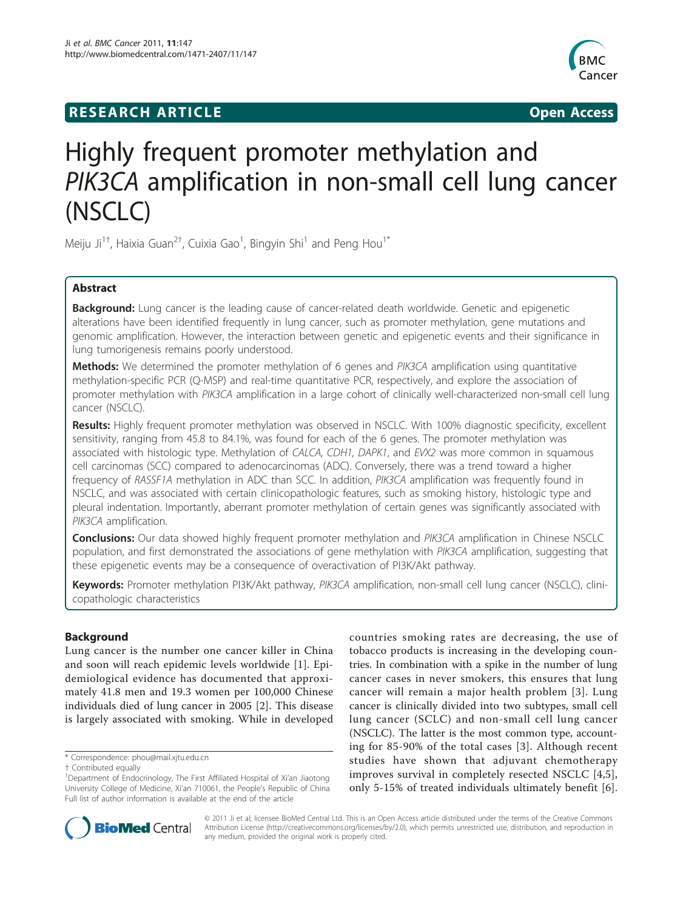# RESEARCH ARTICLE

Open Access

# Highly frequent promoter methylation and *PIK3CA* amplification in non-small cell lung cancer (NSCLC)

Meiju Ji[1†], Haixia Guan[2†], Cuixia Gao[1], Bingyin Shi[1] and Peng Hou[1*]

## Abstract

**Background:** Lung cancer is the leading cause of cancer-related death worldwide. Genetic and epigenetic alterations have been identified frequently in lung cancer, such as promoter methylation, gene mutations and genomic amplification. However, the interaction between genetic and epigenetic events and their significance in lung tumorigenesis remains poorly understood.

**Methods:** We determined the promoter methylation of 6 genes and *PIK3CA* amplification using quantitative methylation-specific PCR (Q-MSP) and real-time quantitative PCR, respectively, and explore the association of promoter methylation with *PIK3CA* amplification in a large cohort of clinically well-characterized non-small cell lung cancer (NSCLC).

**Results:** Highly frequent promoter methylation was observed in NSCLC. With 100% diagnostic specificity, excellent sensitivity, ranging from 45.8 to 84.1%, was found for each of the 6 genes. The promoter methylation was associated with histologic type. Methylation of *CALCA*, *CDH1*, *DAPK1*, and *EVX2* was more common in squamous cell carcinomas (SCC) compared to adenocarcinomas (ADC). Conversely, there was a trend toward a higher frequency of *RASSF1A* methylation in ADC than SCC. In addition, *PIK3CA* amplification was frequently found in NSCLC, and was associated with certain clinicopathologic features, such as smoking history, histologic type and pleural indentation. Importantly, aberrant promoter methylation of certain genes was significantly associated with *PIK3CA* amplification.

**Conclusions:** Our data showed highly frequent promoter methylation and *PIK3CA* amplification in Chinese NSCLC population, and first demonstrated the associations of gene methylation with *PIK3CA* amplification, suggesting that these epigenetic events may be a consequence of overactivation of PI3K/Akt pathway.

**Keywords:** Promoter methylation PI3K/Akt pathway, *PIK3CA* amplification, non-small cell lung cancer (NSCLC), clinicopathologic characteristics

## Background

Lung cancer is the number one cancer killer in China and soon will reach epidemic levels worldwide [1]. Epidemiological evidence has documented that approximately 41.8 men and 19.3 women per 100,000 Chinese individuals died of lung cancer in 2005 [2]. This disease is largely associated with smoking. While in developed countries smoking rates are decreasing, the use of tobacco products is increasing in the developing countries. In combination with a spike in the number of lung cancer cases in never smokers, this ensures that lung cancer will remain a major health problem [3]. Lung cancer is clinically divided into two subtypes, small cell lung cancer (SCLC) and non-small cell lung cancer (NSCLC). The latter is the most common type, accounting for 85-90% of the total cases [3]. Although recent studies have shown that adjuvant chemotherapy improves survival in completely resected NSCLC [4,5], only 5-15% of treated individuals ultimately benefit [6].

\* Correspondence: phou@mail.xjtu.edu.cn

† Contributed equally

[1]Department of Endocrinology, The First Affiliated Hospital of Xi'an Jiaotong University College of Medicine, Xi'an 710061, the People's Republic of China

Full list of author information is available at the end of the article

© 2011 Ji et al; licensee BioMed Central Ltd. This is an Open Access article distributed under the terms of the Creative Commons Attribution License (http://creativecommons.org/licenses/by/2.0), which permits unrestricted use, distribution, and reproduction in any medium, provided the original work is properly cited.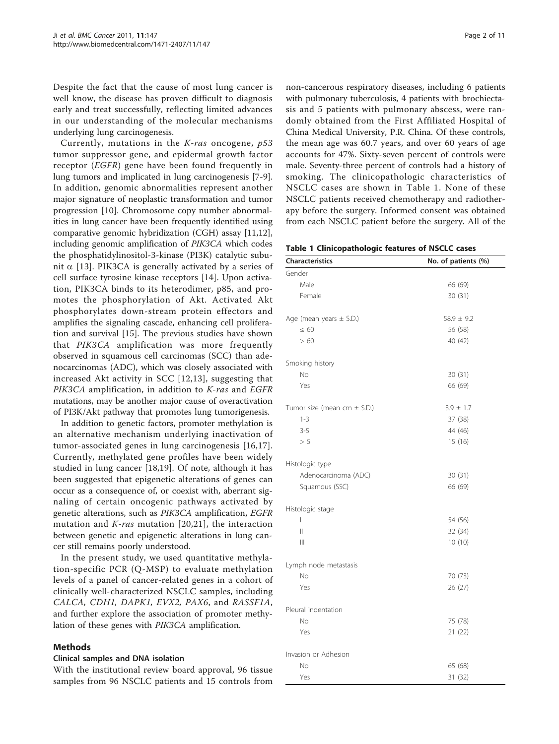Despite the fact that the cause of most lung cancer is well know, the disease has proven difficult to diagnosis early and treat successfully, reflecting limited advances in our understanding of the molecular mechanisms underlying lung carcinogenesis.

Currently, mutations in the *K-ras* oncogene, *p53* tumor suppressor gene, and epidermal growth factor receptor (*EGFR*) gene have been found frequently in lung tumors and implicated in lung carcinogenesis [7-9]. In addition, genomic abnormalities represent another major signature of neoplastic transformation and tumor progression [10]. Chromosome copy number abnormalities in lung cancer have been frequently identified using comparative genomic hybridization (CGH) assay [11,12], including genomic amplification of *PIK3CA* which codes the phosphatidylinositol-3-kinase (PI3K) catalytic subunit α [13]. PIK3CA is generally activated by a series of cell surface tyrosine kinase receptors [14]. Upon activation, PIK3CA binds to its heterodimer, p85, and promotes the phosphorylation of Akt. Activated Akt phosphorylates down-stream protein effectors and amplifies the signaling cascade, enhancing cell proliferation and survival [15]. The previous studies have shown that *PIK3CA* amplification was more frequently observed in squamous cell carcinomas (SCC) than adenocarcinomas (ADC), which was closely associated with increased Akt activity in SCC [12,13], suggesting that *PIK3CA* amplification, in addition to *K-ras* and *EGFR* mutations, may be another major cause of overactivation of PI3K/Akt pathway that promotes lung tumorigenesis.

In addition to genetic factors, promoter methylation is an alternative mechanism underlying inactivation of tumor-associated genes in lung carcinogenesis [16,17]. Currently, methylated gene profiles have been widely studied in lung cancer [18,19]. Of note, although it has been suggested that epigenetic alterations of genes can occur as a consequence of, or coexist with, aberrant signaling of certain oncogenic pathways activated by genetic alterations, such as *PIK3CA* amplification, *EGFR* mutation and *K-ras* mutation [20,21], the interaction between genetic and epigenetic alterations in lung cancer still remains poorly understood.

In the present study, we used quantitative methylation-specific PCR (Q-MSP) to evaluate methylation levels of a panel of cancer-related genes in a cohort of clinically well-characterized NSCLC samples, including *CALCA, CDH1, DAPK1, EVX2, PAX6*, and *RASSF1A*, and further explore the association of promoter methylation of these genes with *PIK3CA* amplification.

## Methods

### Clinical samples and DNA isolation

With the institutional review board approval, 96 tissue samples from 96 NSCLC patients and 15 controls from non-cancerous respiratory diseases, including 6 patients with pulmonary tuberculosis, 4 patients with brochiectasis and 5 patients with pulmonary abscess, were randomly obtained from the First Affiliated Hospital of China Medical University, P.R. China. Of these controls, the mean age was 60.7 years, and over 60 years of age accounts for 47%. Sixty-seven percent of controls were male. Seventy-three percent of controls had a history of smoking. The clinicopathologic characteristics of NSCLC cases are shown in Table 1. None of these NSCLC patients received chemotherapy and radiotherapy before the surgery. Informed consent was obtained from each NSCLC patient before the surgery. All of the

**Table 1 Clinicopathologic features of NSCLC cases**

| Characteristics | No. of patients (%) |
|---|---|
| Gender | |
| Male | 66 (69) |
| Female | 30 (31) |
| | |
| Age (mean years ± S.D.) | 58.9 ± 9.2 |
| ≤ 60 | 56 (58) |
| > 60 | 40 (42) |
| | |
| Smoking history | |
| No | 30 (31) |
| Yes | 66 (69) |
| | |
| Tumor size (mean cm ± S.D.) | 3.9 ± 1.7 |
| 1-3 | 37 (38) |
| 3-5 | 44 (46) |
| > 5 | 15 (16) |
| | |
| Histologic type | |
| Adenocarcinoma (ADC) | 30 (31) |
| Squamous (SSC) | 66 (69) |
| | |
| Histologic stage | |
| I | 54 (56) |
| II | 32 (34) |
| III | 10 (10) |
| | |
| Lymph node metastasis | |
| No | 70 (73) |
| Yes | 26 (27) |
| | |
| Pleural indentation | |
| No | 75 (78) |
| Yes | 21 (22) |
| | |
| Invasion or Adhesion | |
| No | 65 (68) |
| Yes | 31 (32) |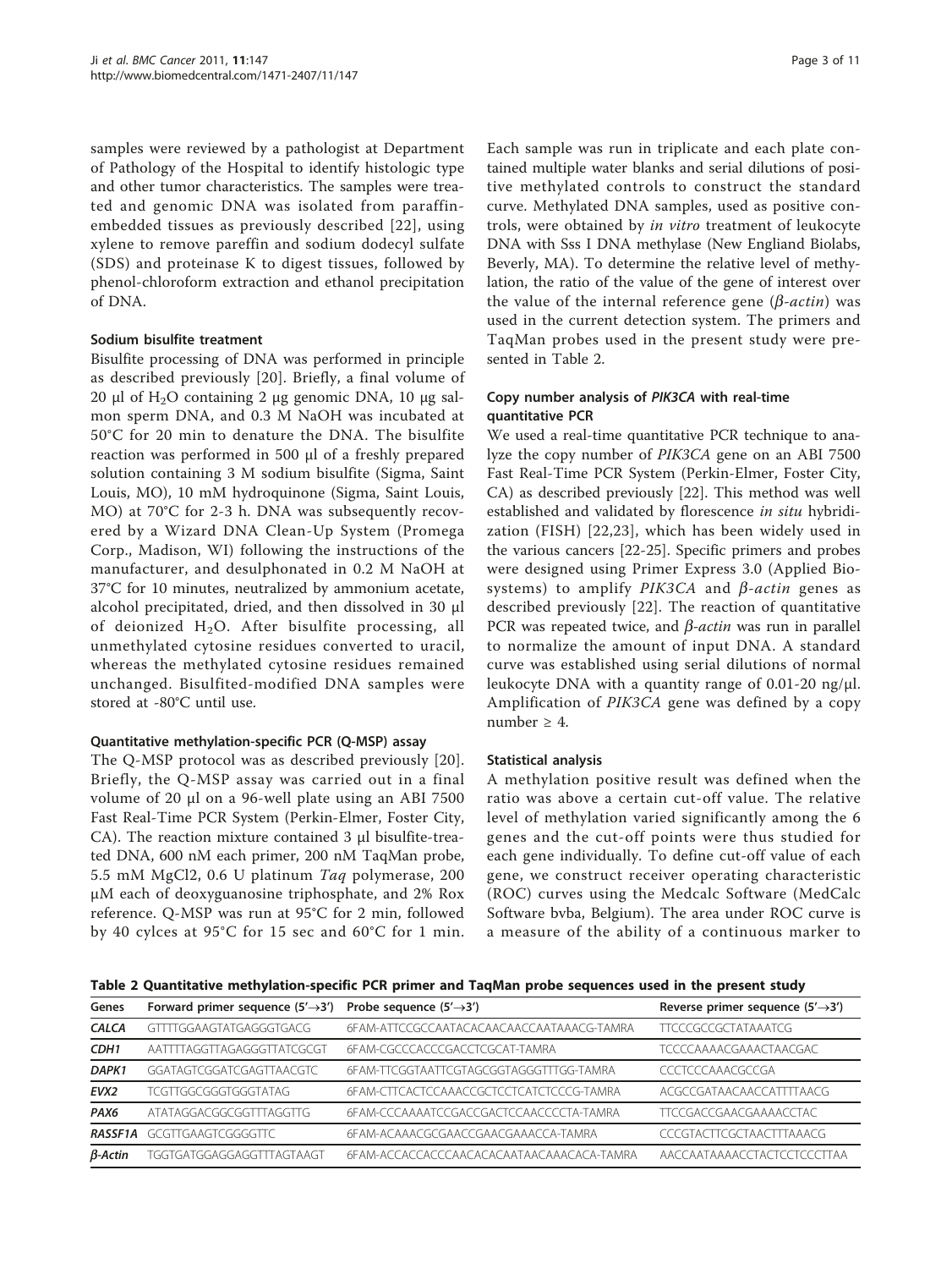samples were reviewed by a pathologist at Department of Pathology of the Hospital to identify histologic type and other tumor characteristics. The samples were treated and genomic DNA was isolated from paraffin-embedded tissues as previously described [22], using xylene to remove pareffin and sodium dodecyl sulfate (SDS) and proteinase K to digest tissues, followed by phenol-chloroform extraction and ethanol precipitation of DNA.

### Sodium bisulfite treatment

Bisulfite processing of DNA was performed in principle as described previously [20]. Briefly, a final volume of 20 μl of $H_2O$ containing 2 μg genomic DNA, 10 μg salmon sperm DNA, and 0.3 M NaOH was incubated at 50°C for 20 min to denature the DNA. The bisulfite reaction was performed in 500 μl of a freshly prepared solution containing 3 M sodium bisulfite (Sigma, Saint Louis, MO), 10 mM hydroquinone (Sigma, Saint Louis, MO) at 70°C for 2-3 h. DNA was subsequently recovered by a Wizard DNA Clean-Up System (Promega Corp., Madison, WI) following the instructions of the manufacturer, and desulphonated in 0.2 M NaOH at 37°C for 10 minutes, neutralized by ammonium acetate, alcohol precipitated, dried, and then dissolved in 30 μl of deionized $H_2O$. After bisulfite processing, all unmethylated cytosine residues converted to uracil, whereas the methylated cytosine residues remained unchanged. Bisulfited-modified DNA samples were stored at -80°C until use.

### Quantitative methylation-specific PCR (Q-MSP) assay

The Q-MSP protocol was as described previously [20]. Briefly, the Q-MSP assay was carried out in a final volume of 20 μl on a 96-well plate using an ABI 7500 Fast Real-Time PCR System (Perkin-Elmer, Foster City, CA). The reaction mixture contained 3 μl bisulfite-treated DNA, 600 nM each primer, 200 nM TaqMan probe, 5.5 mM MgCl2, 0.6 U platinum *Taq* polymerase, 200 μM each of deoxyguanosine triphosphate, and 2% Rox reference. Q-MSP was run at 95°C for 2 min, followed by 40 cylces at 95°C for 15 sec and 60°C for 1 min. Each sample was run in triplicate and each plate contained multiple water blanks and serial dilutions of positive methylated controls to construct the standard curve. Methylated DNA samples, used as positive controls, were obtained by *in vitro* treatment of leukocyte DNA with Sss I DNA methylase (New Engliand Biolabs, Beverly, MA). To determine the relative level of methylation, the ratio of the value of the gene of interest over the value of the internal reference gene (*β-actin*) was used in the current detection system. The primers and TaqMan probes used in the present study were presented in Table 2.

### Copy number analysis of *PIK3CA* with real-time quantitative PCR

We used a real-time quantitative PCR technique to analyze the copy number of *PIK3CA* gene on an ABI 7500 Fast Real-Time PCR System (Perkin-Elmer, Foster City, CA) as described previously [22]. This method was well established and validated by florescence *in situ* hybridization (FISH) [22,23], which has been widely used in the various cancers [22-25]. Specific primers and probes were designed using Primer Express 3.0 (Applied Biosystems) to amplify *PIK3CA* and *β-actin* genes as described previously [22]. The reaction of quantitative PCR was repeated twice, and *β-actin* was run in parallel to normalize the amount of input DNA. A standard curve was established using serial dilutions of normal leukocyte DNA with a quantity range of 0.01-20 ng/μl. Amplification of *PIK3CA* gene was defined by a copy number ≥ 4.

### Statistical analysis

A methylation positive result was defined when the ratio was above a certain cut-off value. The relative level of methylation varied significantly among the 6 genes and the cut-off points were thus studied for each gene individually. To define cut-off value of each gene, we construct receiver operating characteristic (ROC) curves using the Medcalc Software (MedCalc Software bvba, Belgium). The area under ROC curve is a measure of the ability of a continuous marker to

**Table 2 Quantitative methylation-specific PCR primer and TaqMan probe sequences used in the present study**

| Genes | Forward primer sequence (5'→3') | Probe sequence (5'→3') | Reverse primer sequence (5'→3') |
|---|---|---|---|
| ***CALCA*** | GTTTTGGAAGTATGAGGGTGACG | 6FAM-ATTCCGCCAATACACAACAACCAATAAACG-TAMRA | TTCCCGCCGCTATAAATCG |
| ***CDH1*** | AATTTTAGGTTAGAGGGTTATCGCGT | 6FAM-CGCCCACCCGACCTCGCAT-TAMRA | TCCCCAAAACGAAACTAACGAC |
| ***DAPK1*** | GGATAGTCGGATCGAGTTAACGTC | 6FAM-TTCGGTAATTCGTAGCGGTAGGGTTTGG-TAMRA | CCCTCCCAAACGCCGA |
| ***EVX2*** | TCGTTGGCGGGTGGGTATAG | 6FAM-CTTCACTCCAAACCGCTCCTCATCTCCCG-TAMRA | ACGCCGATAACAACCATTTTAACG |
| ***PAX6*** | ATATAGGACGGCGGTTTAGGTTG | 6FAM-CCCAAAATCCGACCGACTCCAACCCCTA-TAMRA | TTCCGACCGAACGAAAACCTAC |
| ***RASSF1A*** | GCGTTGAAGTCGGGGTTC | 6FAM-ACAAACGCGAACCGAACGAAACCA-TAMRA | CCCGTACTTCGCTAACTTTAAACG |
| ***β-Actin*** | TGGTGATGGAGGAGGTTTAGTAAGT | 6FAM-ACCACCACCCAACACACAATAACAAACACA-TAMRA | AACCAATAAAACCTACTCCTCCCTTAA |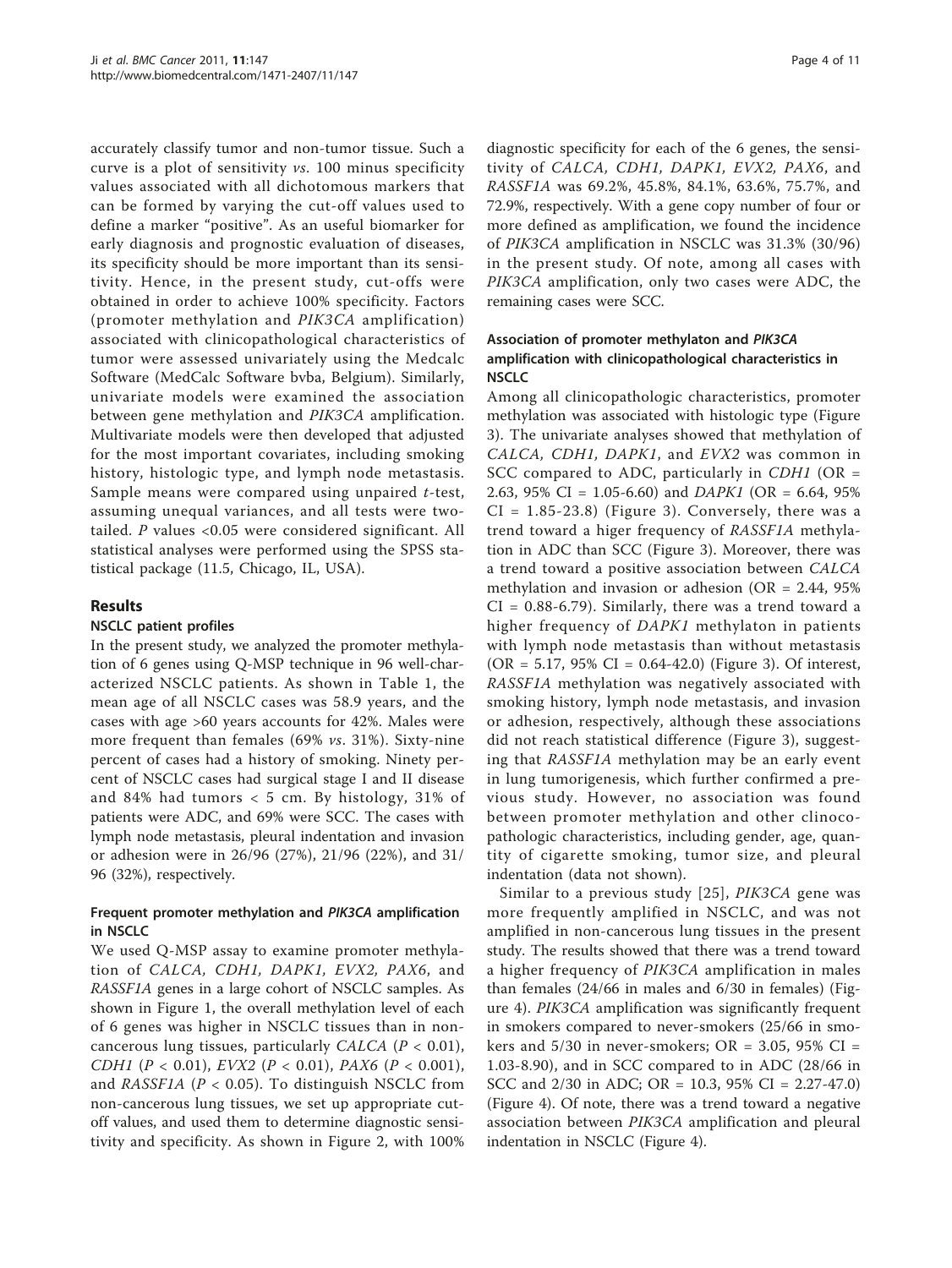accurately classify tumor and non-tumor tissue. Such a curve is a plot of sensitivity *vs.* 100 minus specificity values associated with all dichotomous markers that can be formed by varying the cut-off values used to define a marker "positive". As an useful biomarker for early diagnosis and prognostic evaluation of diseases, its specificity should be more important than its sensitivity. Hence, in the present study, cut-offs were obtained in order to achieve 100% specificity. Factors (promoter methylation and *PIK3CA* amplification) associated with clinicopathological characteristics of tumor were assessed univariately using the Medcalc Software (MedCalc Software bvba, Belgium). Similarly, univariate models were examined the association between gene methylation and *PIK3CA* amplification. Multivariate models were then developed that adjusted for the most important covariates, including smoking history, histologic type, and lymph node metastasis. Sample means were compared using unpaired *t*-test, assuming unequal variances, and all tests were two-tailed. *P* values <0.05 were considered significant. All statistical analyses were performed using the SPSS statistical package (11.5, Chicago, IL, USA).

## Results

### NSCLC patient profiles

In the present study, we analyzed the promoter methylation of 6 genes using Q-MSP technique in 96 well-characterized NSCLC patients. As shown in Table 1, the mean age of all NSCLC cases was 58.9 years, and the cases with age >60 years accounts for 42%. Males were more frequent than females (69% *vs.* 31%). Sixty-nine percent of cases had a history of smoking. Ninety percent of NSCLC cases had surgical stage I and II disease and 84% had tumors < 5 cm. By histology, 31% of patients were ADC, and 69% were SCC. The cases with lymph node metastasis, pleural indentation and invasion or adhesion were in 26/96 (27%), 21/96 (22%), and 31/96 (32%), respectively.

### Frequent promoter methylation and *PIK3CA* amplification in NSCLC

We used Q-MSP assay to examine promoter methylation of *CALCA, CDH1, DAPK1, EVX2, PAX6*, and *RASSF1A* genes in a large cohort of NSCLC samples. As shown in Figure 1, the overall methylation level of each of 6 genes was higher in NSCLC tissues than in non-cancerous lung tissues, particularly *CALCA* ($P < 0.01$), *CDH1* ($P < 0.01$), *EVX2* ($P < 0.01$), *PAX6* ($P < 0.001$), and *RASSF1A* ($P < 0.05$). To distinguish NSCLC from non-cancerous lung tissues, we set up appropriate cut-off values, and used them to determine diagnostic sensitivity and specificity. As shown in Figure 2, with 100% diagnostic specificity for each of the 6 genes, the sensitivity of *CALCA, CDH1, DAPK1, EVX2, PAX6*, and *RASSF1A* was 69.2%, 45.8%, 84.1%, 63.6%, 75.7%, and 72.9%, respectively. With a gene copy number of four or more defined as amplification, we found the incidence of *PIK3CA* amplification in NSCLC was 31.3% (30/96) in the present study. Of note, among all cases with *PIK3CA* amplification, only two cases were ADC, the remaining cases were SCC.

### Association of promoter methylaton and *PIK3CA* amplification with clinicopathological characteristics in NSCLC

Among all clinicopathologic characteristics, promoter methylation was associated with histologic type (Figure 3). The univariate analyses showed that methylation of *CALCA, CDH1, DAPK1*, and *EVX2* was common in SCC compared to ADC, particularly in *CDH1* (OR = 2.63, 95% CI = 1.05-6.60) and *DAPK1* (OR = 6.64, 95% CI = 1.85-23.8) (Figure 3). Conversely, there was a trend toward a higer frequency of *RASSF1A* methylation in ADC than SCC (Figure 3). Moreover, there was a trend toward a positive association between *CALCA* methylation and invasion or adhesion (OR = 2.44, 95% CI = 0.88-6.79). Similarly, there was a trend toward a higher frequency of *DAPK1* methylaton in patients with lymph node metastasis than without metastasis (OR = 5.17, 95% CI = 0.64-42.0) (Figure 3). Of interest, *RASSF1A* methylation was negatively associated with smoking history, lymph node metastasis, and invasion or adhesion, respectively, although these associations did not reach statistical difference (Figure 3), suggesting that *RASSF1A* methylation may be an early event in lung tumorigenesis, which further confirmed a previous study. However, no association was found between promoter methylation and other clinocopathologic characteristics, including gender, age, quantity of cigarette smoking, tumor size, and pleural indentation (data not shown).

Similar to a previous study [25], *PIK3CA* gene was more frequently amplified in NSCLC, and was not amplified in non-cancerous lung tissues in the present study. The results showed that there was a trend toward a higher frequency of *PIK3CA* amplification in males than females (24/66 in males and 6/30 in females) (Figure 4). *PIK3CA* amplification was significantly frequent in smokers compared to never-smokers (25/66 in smokers and 5/30 in never-smokers; OR = 3.05, 95% CI = 1.03-8.90), and in SCC compared to in ADC (28/66 in SCC and 2/30 in ADC; OR = 10.3, 95% CI = 2.27-47.0) (Figure 4). Of note, there was a trend toward a negative association between *PIK3CA* amplification and pleural indentation in NSCLC (Figure 4).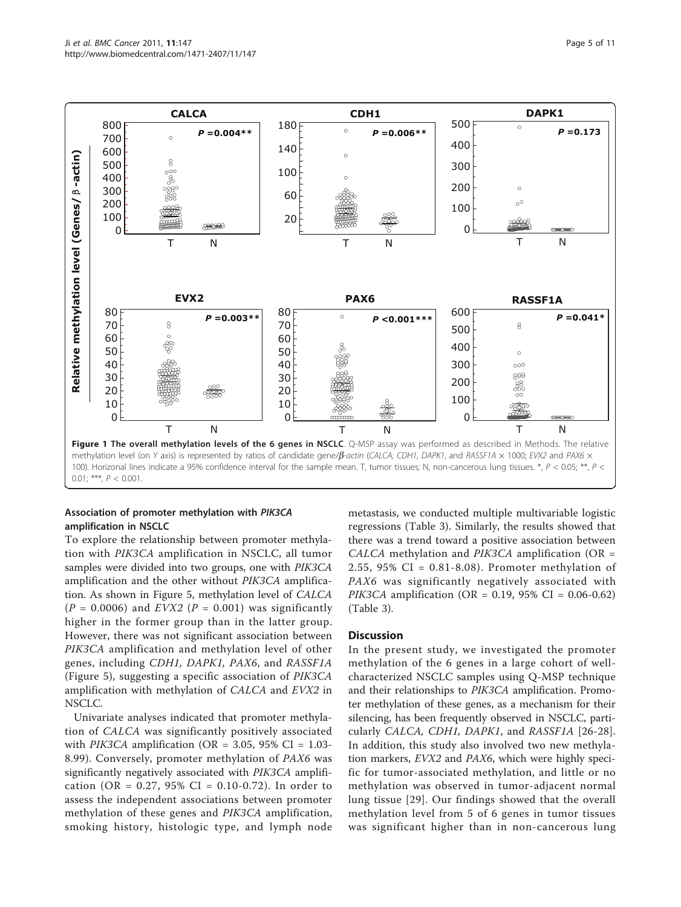**Figure 1 The overall methylation levels of the 6 genes in NSCLC**. Q-MSP assay was performed as described in Methods. The relative methylation level (on Y axis) is represented by ratios of candidate gene/$\beta$-actin (CALCA, CDH1, DAPK1, and RASSF1A × 1000; EVX2 and PAX6 × 100). Horizonal lines indicate a 95% confidence interval for the sample mean. T, tumor tissues; N, non-cancerous lung tissues. *, $P < 0.05$; **, $P < 0.01$; ***, $P < 0.001$.

### Association of promoter methylation with *PIK3CA* amplification in NSCLC

To explore the relationship between promoter methylation with *PIK3CA* amplification in NSCLC, all tumor samples were divided into two groups, one with *PIK3CA* amplification and the other without *PIK3CA* amplification. As shown in Figure 5, methylation level of *CALCA* ($P = 0.0006$) and *EVX2* ($P = 0.001$) was significantly higher in the former group than in the latter group. However, there was not significant association between *PIK3CA* amplification and methylation level of other genes, including *CDH1, DAPK1, PAX6*, and *RASSF1A* (Figure 5), suggesting a specific association of *PIK3CA* amplification with methylation of *CALCA* and *EVX2* in NSCLC.

Univariate analyses indicated that promoter methylation of *CALCA* was significantly positively associated with *PIK3CA* amplification (OR = 3.05, 95% CI = 1.03-8.99). Conversely, promoter methylation of *PAX6* was significantly negatively associated with *PIK3CA* amplification (OR = 0.27, 95% CI = 0.10-0.72). In order to assess the independent associations between promoter methylation of these genes and *PIK3CA* amplification, smoking history, histologic type, and lymph node metastasis, we conducted multiple multivariable logistic regressions (Table 3). Similarly, the results showed that there was a trend toward a positive association between *CALCA* methylation and *PIK3CA* amplification (OR = 2.55, 95% CI = 0.81-8.08). Promoter methylation of *PAX6* was significantly negatively associated with *PIK3CA* amplification (OR = 0.19, 95% CI = 0.06-0.62) (Table 3).

## Discussion

In the present study, we investigated the promoter methylation of the 6 genes in a large cohort of well-characterized NSCLC samples using Q-MSP technique and their relationships to *PIK3CA* amplification. Promoter methylation of these genes, as a mechanism for their silencing, has been frequently observed in NSCLC, particularly *CALCA, CDH1, DAPK1*, and *RASSF1A* [26-28]. In addition, this study also involved two new methylation markers, *EVX2* and *PAX6*, which were highly specific for tumor-associated methylation, and little or no methylation was observed in tumor-adjacent normal lung tissue [29]. Our findings showed that the overall methylation level from 5 of 6 genes in tumor tissues was significant higher than in non-cancerous lung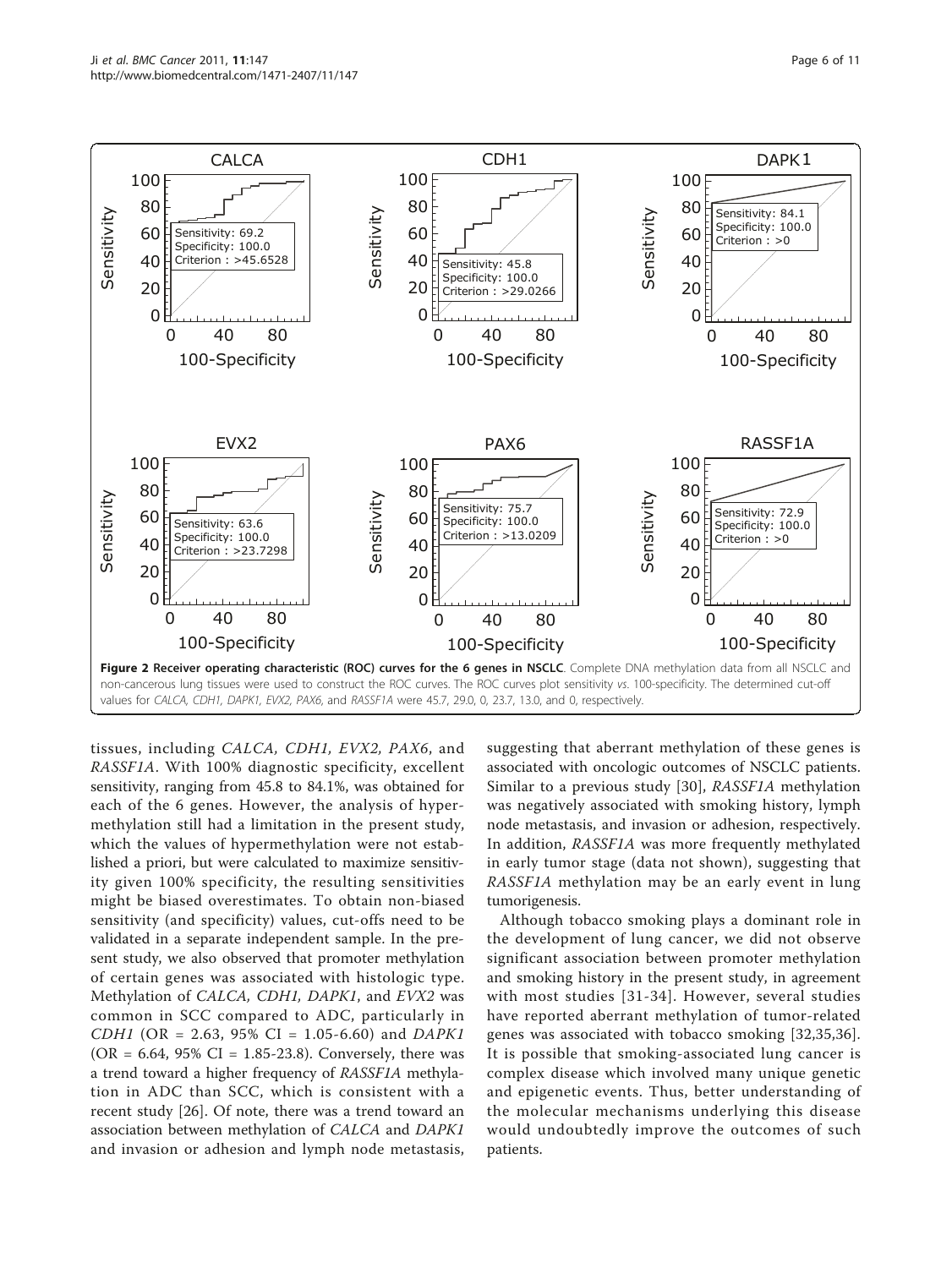**Figure 2 Receiver operating characteristic (ROC) curves for the 6 genes in NSCLC**. Complete DNA methylation data from all NSCLC and non-cancerous lung tissues were used to construct the ROC curves. The ROC curves plot sensitivity *vs*. 100-specificity. The determined cut-off values for *CALCA, CDH1, DAPK1, EVX2, PAX6*, and *RASSF1A* were 45.7, 29.0, 0, 23.7, 13.0, and 0, respectively.

tissues, including *CALCA, CDH1, EVX2, PAX6*, and *RASSF1A*. With 100% diagnostic specificity, excellent sensitivity, ranging from 45.8 to 84.1%, was obtained for each of the 6 genes. However, the analysis of hypermethylation still had a limitation in the present study, which the values of hypermethylation were not established a priori, but were calculated to maximize sensitivity given 100% specificity, the resulting sensitivities might be biased overestimates. To obtain non-biased sensitivity (and specificity) values, cut-offs need to be validated in a separate independent sample. In the present study, we also observed that promoter methylation of certain genes was associated with histologic type. Methylation of *CALCA, CDH1, DAPK1*, and *EVX2* was common in SCC compared to ADC, particularly in *CDH1* (OR = 2.63, 95% CI = 1.05-6.60) and *DAPK1* (OR = 6.64, 95% CI = 1.85-23.8). Conversely, there was a trend toward a higher frequency of *RASSF1A* methylation in ADC than SCC, which is consistent with a recent study [26]. Of note, there was a trend toward an association between methylation of *CALCA* and *DAPK1* and invasion or adhesion and lymph node metastasis, suggesting that aberrant methylation of these genes is associated with oncologic outcomes of NSCLC patients. Similar to a previous study [30], *RASSF1A* methylation was negatively associated with smoking history, lymph node metastasis, and invasion or adhesion, respectively. In addition, *RASSF1A* was more frequently methylated in early tumor stage (data not shown), suggesting that *RASSF1A* methylation may be an early event in lung tumorigenesis.

Although tobacco smoking plays a dominant role in the development of lung cancer, we did not observe significant association between promoter methylation and smoking history in the present study, in agreement with most studies [31-34]. However, several studies have reported aberrant methylation of tumor-related genes was associated with tobacco smoking [32,35,36]. It is possible that smoking-associated lung cancer is complex disease which involved many unique genetic and epigenetic events. Thus, better understanding of the molecular mechanisms underlying this disease would undoubtedly improve the outcomes of such patients.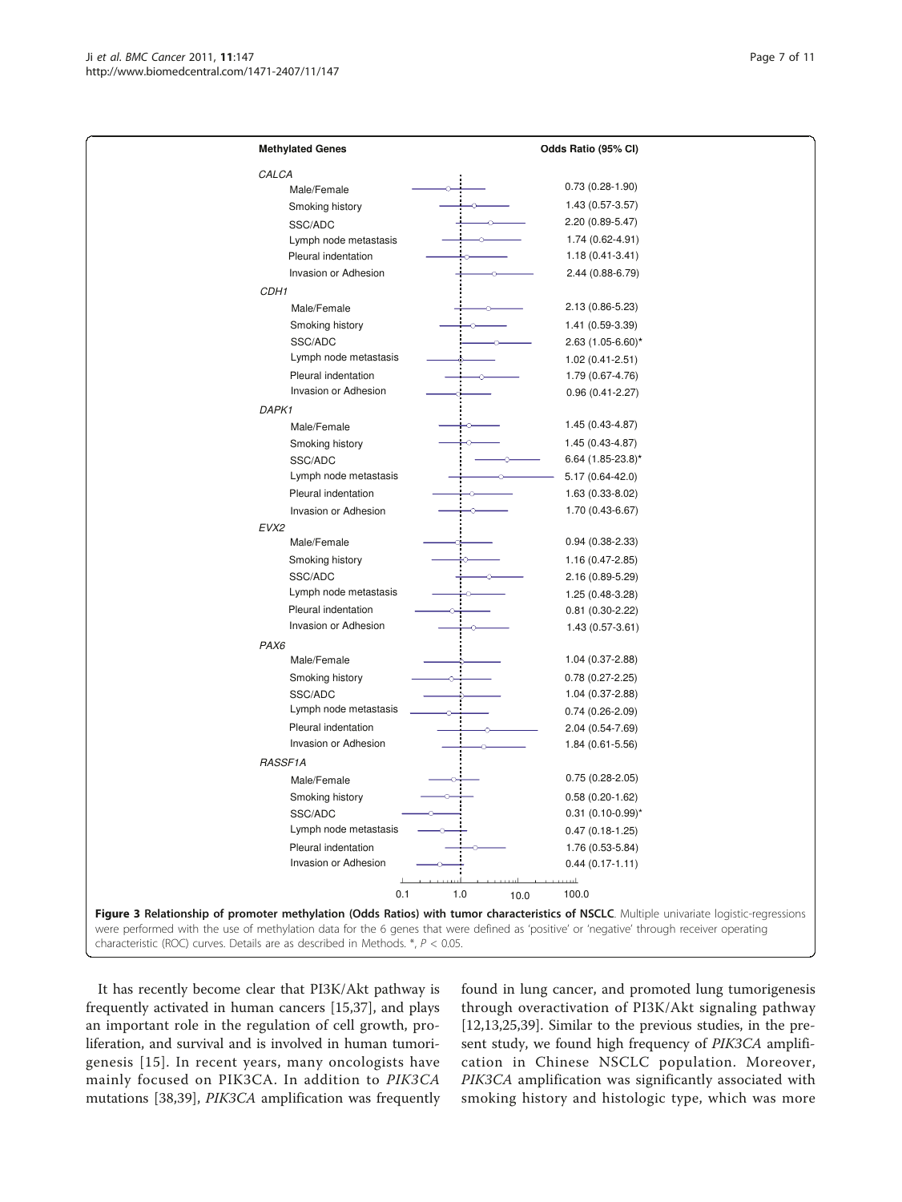| Methylated Genes | Odds Ratio (95% CI) |
|---|---|
| *CALCA* | |
| Male/Female | 0.73 (0.28-1.90) |
| Smoking history | 1.43 (0.57-3.57) |
| SSC/ADC | 2.20 (0.89-5.47) |
| Lymph node metastasis | 1.74 (0.62-4.91) |
| Pleural indentation | 1.18 (0.41-3.41) |
| Invasion or Adhesion | 2.44 (0.88-6.79) |
| *CDH1* | |
| Male/Female | 2.13 (0.86-5.23) |
| Smoking history | 1.41 (0.59-3.39) |
| SSC/ADC | 2.63 (1.05-6.60)* |
| Lymph node metastasis | 1.02 (0.41-2.51) |
| Pleural indentation | 1.79 (0.67-4.76) |
| Invasion or Adhesion | 0.96 (0.41-2.27) |
| *DAPK1* | |
| Male/Female | 1.45 (0.43-4.87) |
| Smoking history | 1.45 (0.43-4.87) |
| SSC/ADC | 6.64 (1.85-23.8)* |
| Lymph node metastasis | 5.17 (0.64-42.0) |
| Pleural indentation | 1.63 (0.33-8.02) |
| Invasion or Adhesion | 1.70 (0.43-6.67) |
| *EVX2* | |
| Male/Female | 0.94 (0.38-2.33) |
| Smoking history | 1.16 (0.47-2.85) |
| SSC/ADC | 2.16 (0.89-5.29) |
| Lymph node metastasis | 1.25 (0.48-3.28) |
| Pleural indentation | 0.81 (0.30-2.22) |
| Invasion or Adhesion | 1.43 (0.57-3.61) |
| *PAX6* | |
| Male/Female | 1.04 (0.37-2.88) |
| Smoking history | 0.78 (0.27-2.25) |
| SSC/ADC | 1.04 (0.37-2.88) |
| Lymph node metastasis | 0.74 (0.26-2.09) |
| Pleural indentation | 2.04 (0.54-7.69) |
| Invasion or Adhesion | 1.84 (0.61-5.56) |
| *RASSF1A* | |
| Male/Female | 0.75 (0.28-2.05) |
| Smoking history | 0.58 (0.20-1.62) |
| SSC/ADC | 0.31 (0.10-0.99)* |
| Lymph node metastasis | 0.47 (0.18-1.25) |
| Pleural indentation | 1.76 (0.53-5.84) |
| Invasion or Adhesion | 0.44 (0.17-1.11) |

**Figure 3 Relationship of promoter methylation (Odds Ratios) with tumor characteristics of NSCLC**. Multiple univariate logistic-regressions were performed with the use of methylation data for the 6 genes that were defined as 'positive' or 'negative' through receiver operating characteristic (ROC) curves. Details are as described in Methods. *, $P < 0.05$.

It has recently become clear that PI3K/Akt pathway is frequently activated in human cancers [15,37], and plays an important role in the regulation of cell growth, proliferation, and survival and is involved in human tumorigenesis [15]. In recent years, many oncologists have mainly focused on PIK3CA. In addition to *PIK3CA* mutations [38,39], *PIK3CA* amplification was frequently found in lung cancer, and promoted lung tumorigenesis through overactivation of PI3K/Akt signaling pathway [12,13,25,39]. Similar to the previous studies, in the present study, we found high frequency of *PIK3CA* amplification in Chinese NSCLC population. Moreover, *PIK3CA* amplification was significantly associated with smoking history and histologic type, which was more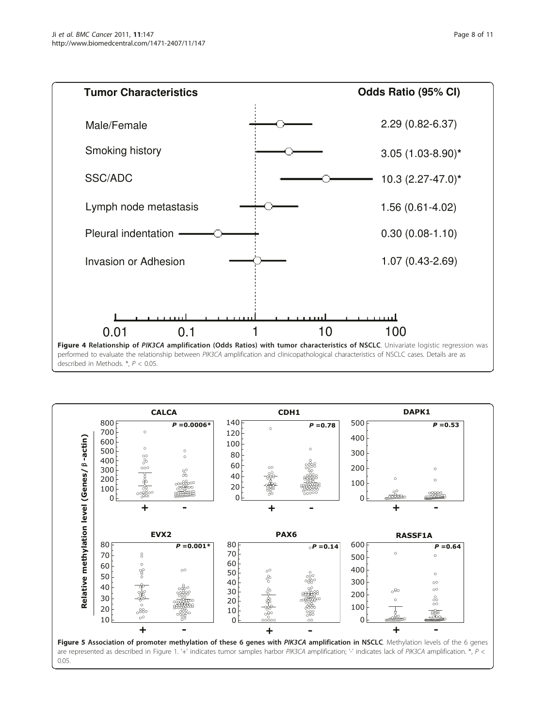**Figure 4 Relationship of *PIK3CA* amplification (Odds Ratios) with tumor characteristics of NSCLC**. Univariate logistic regression was performed to evaluate the relationship between *PIK3CA* amplification and clinicopathological characteristics of NSCLC cases. Details are as described in Methods. *, $P < 0.05$.

**Figure 5 Association of promoter methylation of these 6 genes with *PIK3CA* amplification in NSCLC**. Methylation levels of the 6 genes are represented as described in Figure 1. '+' indicates tumor samples harbor *PIK3CA* amplification; '-' indicates lack of *PIK3CA* amplification. *, $P < 0.05$.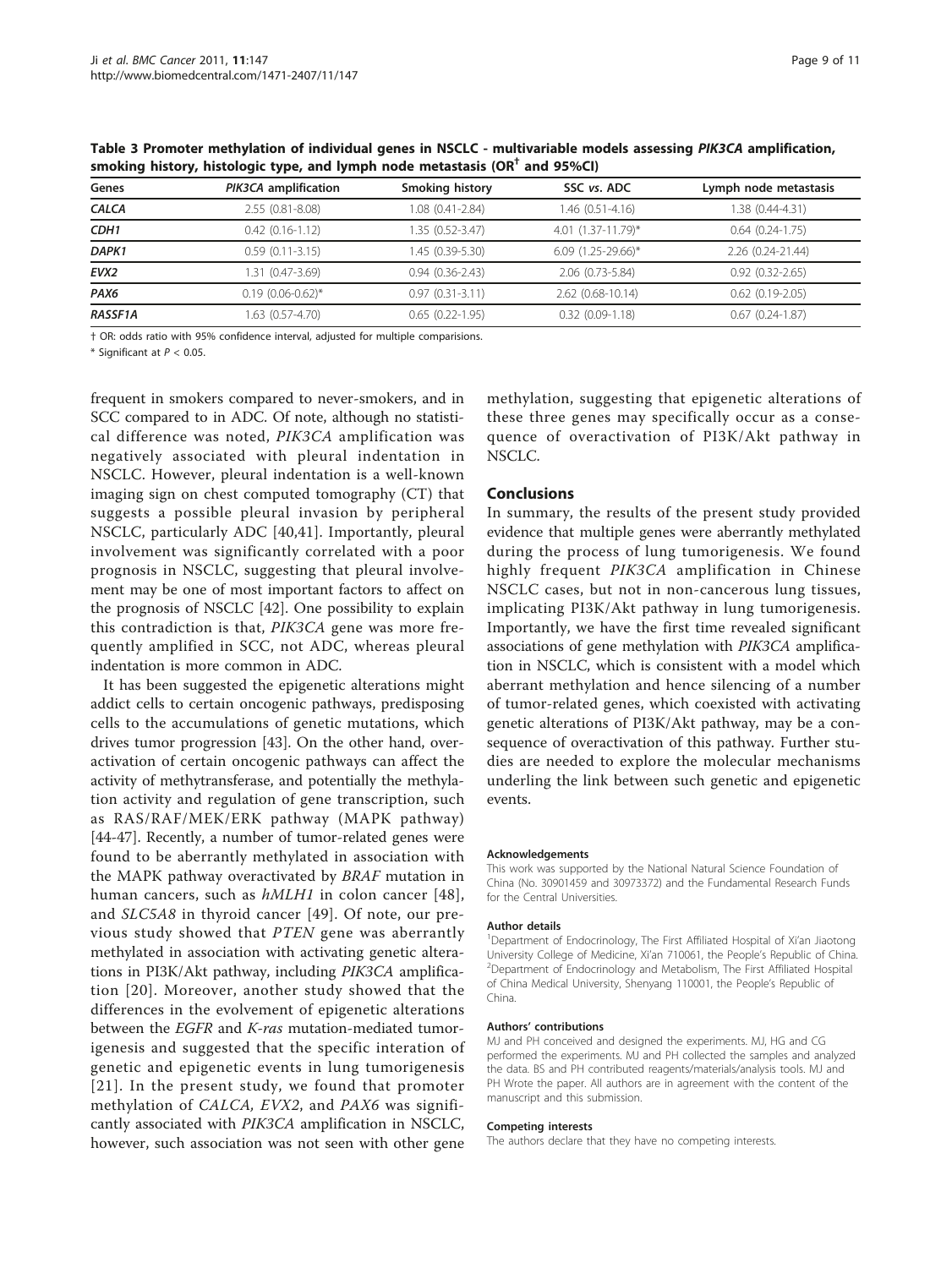**Table 3 Promoter methylation of individual genes in NSCLC - multivariable models assessing *PIK3CA* amplification, smoking history, histologic type, and lymph node metastasis (OR[†] and 95%CI)**

| Genes | *PIK3CA* amplification | Smoking history | SSC *vs.* ADC | Lymph node metastasis |
|---|---|---|---|---|
| ***CALCA*** | 2.55 (0.81-8.08) | 1.08 (0.41-2.84) | 1.46 (0.51-4.16) | 1.38 (0.44-4.31) |
| ***CDH1*** | 0.42 (0.16-1.12) | 1.35 (0.52-3.47) | 4.01 (1.37-11.79)* | 0.64 (0.24-1.75) |
| ***DAPK1*** | 0.59 (0.11-3.15) | 1.45 (0.39-5.30) | 6.09 (1.25-29.66)* | 2.26 (0.24-21.44) |
| ***EVX2*** | 1.31 (0.47-3.69) | 0.94 (0.36-2.43) | 2.06 (0.73-5.84) | 0.92 (0.32-2.65) |
| ***PAX6*** | 0.19 (0.06-0.62)* | 0.97 (0.31-3.11) | 2.62 (0.68-10.14) | 0.62 (0.19-2.05) |
| ***RASSF1A*** | 1.63 (0.57-4.70) | 0.65 (0.22-1.95) | 0.32 (0.09-1.18) | 0.67 (0.24-1.87) |

† OR: odds ratio with 95% confidence interval, adjusted for multiple comparisions.

\* Significant at $P < 0.05$.

frequent in smokers compared to never-smokers, and in SCC compared to in ADC. Of note, although no statistical difference was noted, *PIK3CA* amplification was negatively associated with pleural indentation in NSCLC. However, pleural indentation is a well-known imaging sign on chest computed tomography (CT) that suggests a possible pleural invasion by peripheral NSCLC, particularly ADC [40,41]. Importantly, pleural involvement was significantly correlated with a poor prognosis in NSCLC, suggesting that pleural involvement may be one of most important factors to affect on the prognosis of NSCLC [42]. One possibility to explain this contradiction is that, *PIK3CA* gene was more frequently amplified in SCC, not ADC, whereas pleural indentation is more common in ADC.

It has been suggested the epigenetic alterations might addict cells to certain oncogenic pathways, predisposing cells to the accumulations of genetic mutations, which drives tumor progression [43]. On the other hand, overactivation of certain oncogenic pathways can affect the activity of methytransferase, and potentially the methylation activity and regulation of gene transcription, such as RAS/RAF/MEK/ERK pathway (MAPK pathway) [44-47]. Recently, a number of tumor-related genes were found to be aberrantly methylated in association with the MAPK pathway overactivated by *BRAF* mutation in human cancers, such as *hMLH1* in colon cancer [48], and *SLC5A8* in thyroid cancer [49]. Of note, our previous study showed that *PTEN* gene was aberrantly methylated in association with activating genetic alterations in PI3K/Akt pathway, including *PIK3CA* amplification [20]. Moreover, another study showed that the differences in the evolvement of epigenetic alterations between the *EGFR* and *K-ras* mutation-mediated tumorigenesis and suggested that the specific interation of genetic and epigenetic events in lung tumorigenesis [21]. In the present study, we found that promoter methylation of *CALCA*, *EVX2*, and *PAX6* was significantly associated with *PIK3CA* amplification in NSCLC, however, such association was not seen with other gene methylation, suggesting that epigenetic alterations of these three genes may specifically occur as a consequence of overactivation of PI3K/Akt pathway in NSCLC.

## Conclusions

In summary, the results of the present study provided evidence that multiple genes were aberrantly methylated during the process of lung tumorigenesis. We found highly frequent *PIK3CA* amplification in Chinese NSCLC cases, but not in non-cancerous lung tissues, implicating PI3K/Akt pathway in lung tumorigenesis. Importantly, we have the first time revealed significant associations of gene methylation with *PIK3CA* amplification in NSCLC, which is consistent with a model which aberrant methylation and hence silencing of a number of tumor-related genes, which coexisted with activating genetic alterations of PI3K/Akt pathway, may be a consequence of overactivation of this pathway. Further studies are needed to explore the molecular mechanisms underling the link between such genetic and epigenetic events.

#### Acknowledgements

This work was supported by the National Natural Science Foundation of China (No. 30901459 and 30973372) and the Fundamental Research Funds for the Central Universities.

#### Author details

[1]Department of Endocrinology, The First Affiliated Hospital of Xi'an Jiaotong University College of Medicine, Xi'an 710061, the People's Republic of China. [2]Department of Endocrinology and Metabolism, The First Affiliated Hospital of China Medical University, Shenyang 110001, the People's Republic of China.

#### Authors' contributions

MJ and PH conceived and designed the experiments. MJ, HG and CG performed the experiments. MJ and PH collected the samples and analyzed the data. BS and PH contributed reagents/materials/analysis tools. MJ and PH Wrote the paper. All authors are in agreement with the content of the manuscript and this submission.

#### Competing interests

The authors declare that they have no competing interests.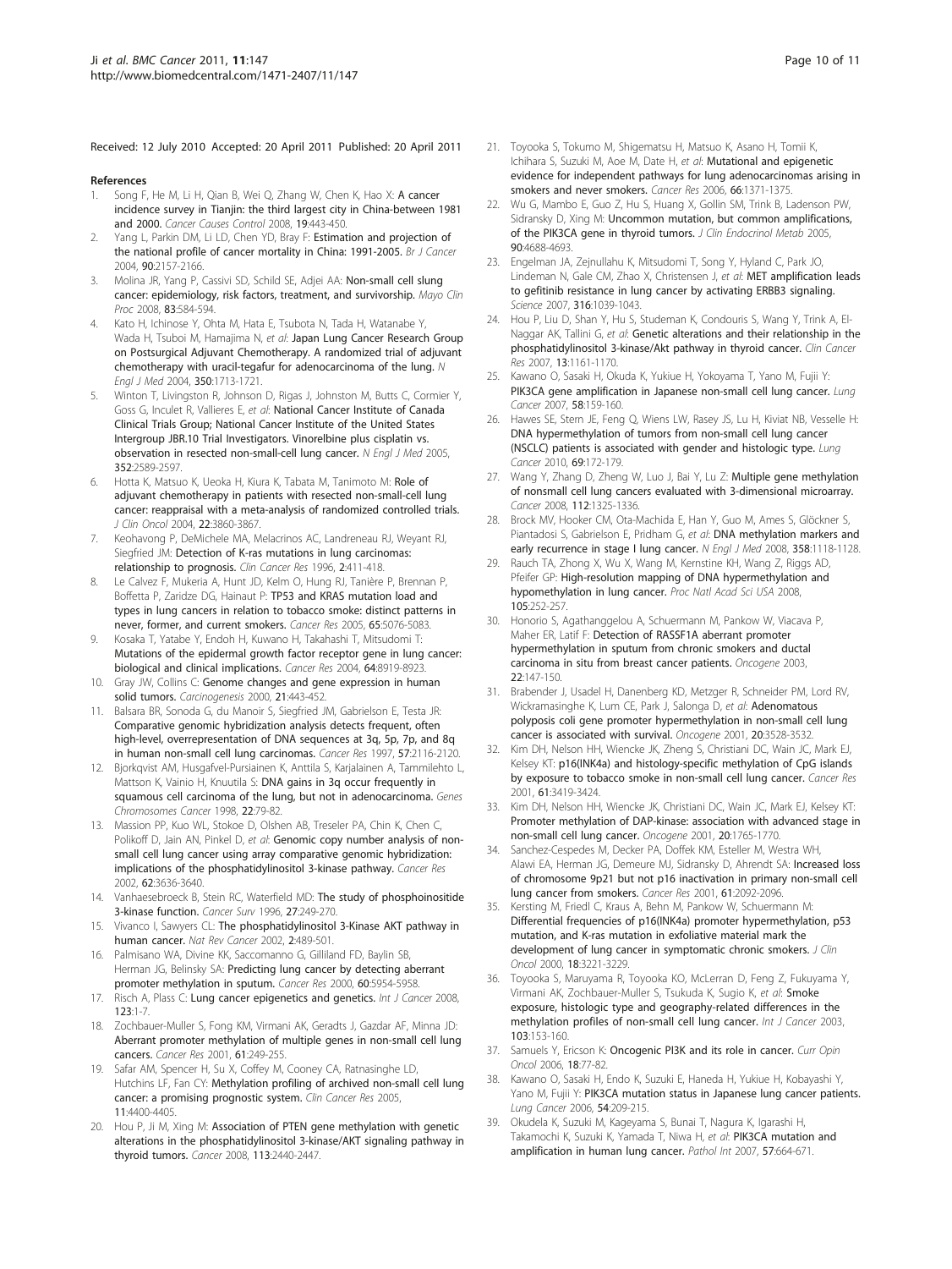Received: 12 July 2010 Accepted: 20 April 2011 Published: 20 April 2011

## References

1. Song F, He M, Li H, Qian B, Wei Q, Zhang W, Chen K, Hao X: **A cancer incidence survey in Tianjin: the third largest city in China-between 1981 and 2000.** *Cancer Causes Control* 2008, **19**:443-450.
2. Yang L, Parkin DM, Li LD, Chen YD, Bray F: **Estimation and projection of the national profile of cancer mortality in China: 1991-2005.** *Br J Cancer* 2004, **90**:2157-2166.
3. Molina JR, Yang P, Cassivi SD, Schild SE, Adjei AA: **Non-small cell slung cancer: epidemiology, risk factors, treatment, and survivorship.** *Mayo Clin Proc* 2008, **83**:584-594.
4. Kato H, Ichinose Y, Ohta M, Hata E, Tsubota N, Tada H, Watanabe Y, Wada H, Tsuboi M, Hamajima N, *et al*: **Japan Lung Cancer Research Group on Postsurgical Adjuvant Chemotherapy. A randomized trial of adjuvant chemotherapy with uracil-tegafur for adenocarcinoma of the lung.** *N Engl J Med* 2004, **350**:1713-1721.
5. Winton T, Livingston R, Johnson D, Rigas J, Johnston M, Butts C, Cormier Y, Goss G, Inculet R, Vallieres E, *et al*: **National Cancer Institute of Canada Clinical Trials Group; National Cancer Institute of the United States Intergroup JBR.10 Trial Investigators. Vinorelbine plus cisplatin vs. observation in resected non-small-cell lung cancer.** *N Engl J Med* 2005, **352**:2589-2597.
6. Hotta K, Matsuo K, Ueoka H, Kiura K, Tabata M, Tanimoto M: **Role of adjuvant chemotherapy in patients with resected non-small-cell lung cancer: reappraisal with a meta-analysis of randomized controlled trials.** *J Clin Oncol* 2004, **22**:3860-3867.
7. Keohavong P, DeMichele MA, Melacrinos AC, Landreneau RJ, Weyant RJ, Siegfried JM: **Detection of K-ras mutations in lung carcinomas: relationship to prognosis.** *Clin Cancer Res* 1996, **2**:411-418.
8. Le Calvez F, Mukeria A, Hunt JD, Kelm O, Hung RJ, Tanière P, Brennan P, Boffetta P, Zaridze DG, Hainaut P: **TP53 and KRAS mutation load and types in lung cancers in relation to tobacco smoke: distinct patterns in never, former, and current smokers.** *Cancer Res* 2005, **65**:5076-5083.
9. Kosaka T, Yatabe Y, Endoh H, Kuwano H, Takahashi T, Mitsudomi T: **Mutations of the epidermal growth factor receptor gene in lung cancer: biological and clinical implications.** *Cancer Res* 2004, **64**:8919-8923.
10. Gray JW, Collins C: **Genome changes and gene expression in human solid tumors.** *Carcinogenesis* 2000, **21**:443-452.
11. Balsara BR, Sonoda G, du Manoir S, Siegfried JM, Gabrielson E, Testa JR: **Comparative genomic hybridization analysis detects frequent, often high-level, overrepresentation of DNA sequences at 3q, 5p, 7p, and 8q in human non-small cell lung carcinomas.** *Cancer Res* 1997, **57**:2116-2120.
12. Bjorkqvist AM, Husgafvel-Pursiainen K, Anttila S, Karjalainen A, Tammilehto L, Mattson K, Vainio H, Knuutila S: **DNA gains in 3q occur frequently in squamous cell carcinoma of the lung, but not in adenocarcinoma.** *Genes Chromosomes Cancer* 1998, **22**:79-82.
13. Massion PP, Kuo WL, Stokoe D, Olshen AB, Treseler PA, Chin K, Chen C, Polikoff D, Jain AN, Pinkel D, *et al*: **Genomic copy number analysis of non-small cell lung cancer using array comparative genomic hybridization: implications of the phosphatidylinositol 3-kinase pathway.** *Cancer Res* 2002, **62**:3636-3640.
14. Vanhaesebroeck B, Stein RC, Waterfield MD: **The study of phosphoinositide 3-kinase function.** *Cancer Surv* 1996, **27**:249-270.
15. Vivanco I, Sawyers CL: **The phosphatidylinositol 3-Kinase AKT pathway in human cancer.** *Nat Rev Cancer* 2002, **2**:489-501.
16. Palmisano WA, Divine KK, Saccomanno G, Gilliland FD, Baylin SB, Herman JG, Belinsky SA: **Predicting lung cancer by detecting aberrant promoter methylation in sputum.** *Cancer Res* 2000, **60**:5954-5958.
17. Risch A, Plass C: **Lung cancer epigenetics and genetics.** *Int J Cancer* 2008, **123**:1-7.
18. Zochbauer-Muller S, Fong KM, Virmani AK, Geradts J, Gazdar AF, Minna JD: **Aberrant promoter methylation of multiple genes in non-small cell lung cancers.** *Cancer Res* 2001, **61**:249-255.
19. Safar AM, Spencer H, Su X, Coffey M, Cooney CA, Ratnasinghe LD, Hutchins LF, Fan CY: **Methylation profiling of archived non-small cell lung cancer: a promising prognostic system.** *Clin Cancer Res* 2005, **11**:4400-4405.
20. Hou P, Ji M, Xing M: **Association of PTEN gene methylation with genetic alterations in the phosphatidylinositol 3-kinase/AKT signaling pathway in thyroid tumors.** *Cancer* 2008, **113**:2440-2447.
21. Toyooka S, Tokumo M, Shigematsu H, Matsuo K, Asano H, Tomii K, Ichihara S, Suzuki M, Aoe M, Date H, *et al*: **Mutational and epigenetic evidence for independent pathways for lung adenocarcinomas arising in smokers and never smokers.** *Cancer Res* 2006, **66**:1371-1375.
22. Wu G, Mambo E, Guo Z, Hu S, Huang X, Gollin SM, Trink B, Ladenson PW, Sidransky D, Xing M: **Uncommon mutation, but common amplifications, of the PIK3CA gene in thyroid tumors.** *J Clin Endocrinol Metab* 2005, **90**:4688-4693.
23. Engelman JA, Zejnullahu K, Mitsudomi T, Song Y, Hyland C, Park JO, Lindeman N, Gale CM, Zhao X, Christensen J, *et al*: **MET amplification leads to gefitinib resistance in lung cancer by activating ERBB3 signaling.** *Science* 2007, **316**:1039-1043.
24. Hou P, Liu D, Shan Y, Hu S, Studeman K, Condouris S, Wang Y, Trink A, El-Naggar AK, Tallini G, *et al*: **Genetic alterations and their relationship in the phosphatidylinositol 3-kinase/Akt pathway in thyroid cancer.** *Clin Cancer Res* 2007, **13**:1161-1170.
25. Kawano O, Sasaki H, Okuda K, Yukiue H, Yokoyama T, Yano M, Fujii Y: **PIK3CA gene amplification in Japanese non-small cell lung cancer.** *Lung Cancer* 2007, **58**:159-160.
26. Hawes SE, Stern JE, Feng Q, Wiens LW, Rasey JS, Lu H, Kiviat NB, Vesselle H: **DNA hypermethylation of tumors from non-small cell lung cancer (NSCLC) patients is associated with gender and histologic type.** *Lung Cancer* 2010, **69**:172-179.
27. Wang Y, Zhang D, Zheng W, Luo J, Bai Y, Lu Z: **Multiple gene methylation of nonsmall cell lung cancers evaluated with 3-dimensional microarray.** *Cancer* 2008, **112**:1325-1336.
28. Brock MV, Hooker CM, Ota-Machida E, Han Y, Guo M, Ames S, Glöckner S, Piantadosi S, Gabrielson E, Pridham G, *et al*: **DNA methylation markers and early recurrence in stage I lung cancer.** *N Engl J Med* 2008, **358**:1118-1128.
29. Rauch TA, Zhong X, Wu X, Wang M, Kernstine KH, Wang Z, Riggs AD, Pfeifer GP: **High-resolution mapping of DNA hypermethylation and hypomethylation in lung cancer.** *Proc Natl Acad Sci USA* 2008, **105**:252-257.
30. Honorio S, Agathanggelou A, Schuermann M, Pankow W, Viacava P, Maher ER, Latif F: **Detection of RASSF1A aberrant promoter hypermethylation in sputum from chronic smokers and ductal carcinoma in situ from breast cancer patients.** *Oncogene* 2003, **22**:147-150.
31. Brabender J, Usadel H, Danenberg KD, Metzger R, Schneider PM, Lord RV, Wickramasinghe K, Lum CE, Park J, Salonga D, *et al*: **Adenomatous polyposis coli gene promoter hypermethylation in non-small cell lung cancer is associated with survival.** *Oncogene* 2001, **20**:3528-3532.
32. Kim DH, Nelson HH, Wiencke JK, Zheng S, Christiani DC, Wain JC, Mark EJ, Kelsey KT: **p16(INK4a) and histology-specific methylation of CpG islands by exposure to tobacco smoke in non-small cell lung cancer.** *Cancer Res* 2001, **61**:3419-3424.
33. Kim DH, Nelson HH, Wiencke JK, Christiani DC, Wain JC, Mark EJ, Kelsey KT: **Promoter methylation of DAP-kinase: association with advanced stage in non-small cell lung cancer.** *Oncogene* 2001, **20**:1765-1770.
34. Sanchez-Cespedes M, Decker PA, Doffek KM, Esteller M, Westra WH, Alawi EA, Herman JG, Demeure MJ, Sidransky D, Ahrendt SA: **Increased loss of chromosome 9p21 but not p16 inactivation in primary non-small cell lung cancer from smokers.** *Cancer Res* 2001, **61**:2092-2096.
35. Kersting M, Friedl C, Kraus A, Behn M, Pankow W, Schuermann M: **Differential frequencies of p16(INK4a) promoter hypermethylation, p53 mutation, and K-ras mutation in exfoliative material mark the development of lung cancer in symptomatic chronic smokers.** *J Clin Oncol* 2000, **18**:3221-3229.
36. Toyooka S, Maruyama R, Toyooka KO, McLerran D, Feng Z, Fukuyama Y, Virmani AK, Zochbauer-Muller S, Tsukuda K, Sugio K, *et al*: **Smoke exposure, histologic type and geography-related differences in the methylation profiles of non-small cell lung cancer.** *Int J Cancer* 2003, **103**:153-160.
37. Samuels Y, Ericson K: **Oncogenic PI3K and its role in cancer.** *Curr Opin Oncol* 2006, **18**:77-82.
38. Kawano O, Sasaki H, Endo K, Suzuki E, Haneda H, Yukiue H, Kobayashi Y, Yano M, Fujii Y: **PIK3CA mutation status in Japanese lung cancer patients.** *Lung Cancer* 2006, **54**:209-215.
39. Okudela K, Suzuki M, Kageyama S, Bunai T, Nagura K, Igarashi H, Takamochi K, Suzuki K, Yamada T, Niwa H, *et al*: **PIK3CA mutation and amplification in human lung cancer.** *Pathol Int* 2007, **57**:664-671.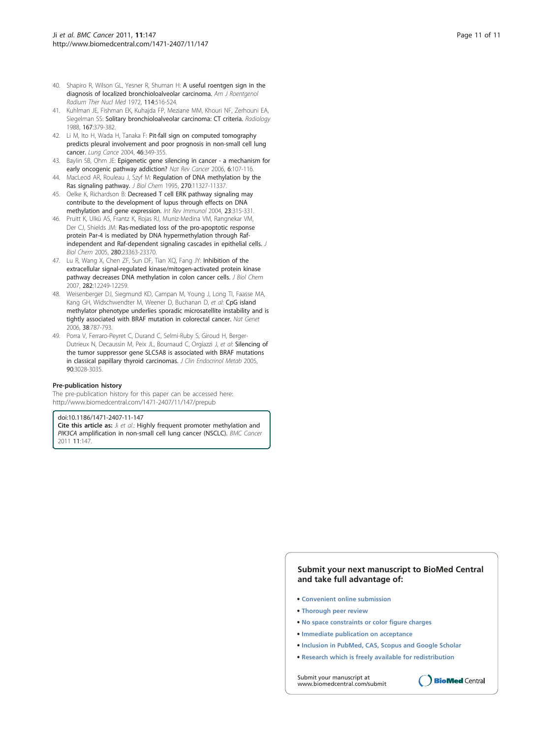40. Shapiro R, Wilson GL, Yesner R, Shuman H: **A useful roentgen sign in the diagnosis of localized bronchioloalveolar carcinoma.** *Am J Roentgenol Radium Ther Nucl Med* 1972, **114**:516-524.
41. Kuhlman JE, Fishman EK, Kuhajda FP, Meziane MM, Khouri NF, Zerhouni EA, Siegelman SS: **Solitary bronchioloalveolar carcinoma: CT criteria.** *Radiology* 1988, **167**:379-382.
42. Li M, Ito H, Wada H, Tanaka F: **Pit-fall sign on computed tomography predicts pleural involvement and poor prognosis in non-small cell lung cancer.** *Lung Cance* 2004, **46**:349-355.
43. Baylin SB, Ohm JE: **Epigenetic gene silencing in cancer - a mechanism for early oncogenic pathway addiction?** *Nat Rev Cancer* 2006, **6**:107-116.
44. MacLeod AR, Rouleau J, Szyf M: **Regulation of DNA methylation by the Ras signaling pathway.** *J Biol Chem* 1995, **270**:11327-11337.
45. Oelke K, Richardson B: **Decreased T cell ERK pathway signaling may contribute to the development of lupus through effects on DNA methylation and gene expression.** *Int Rev Immunol* 2004, **23**:315-331.
46. Pruitt K, Ulkü AS, Frantz K, Rojas RJ, Muniz-Medina VM, Rangnekar VM, Der CJ, Shields JM: **Ras-mediated loss of the pro-apoptotic response protein Par-4 is mediated by DNA hypermethylation through Raf-independent and Raf-dependent signaling cascades in epithelial cells.** *J Biol Chem* 2005, **280**:23363-23370.
47. Lu R, Wang X, Chen ZF, Sun DF, Tian XQ, Fang JY: **Inhibition of the extracellular signal-regulated kinase/mitogen-activated protein kinase pathway decreases DNA methylation in colon cancer cells.** *J Biol Chem* 2007, **282**:12249-12259.
48. Weisenberger DJ, Siegmund KD, Campan M, Young J, Long TI, Faasse MA, Kang GH, Widschwendter M, Weener D, Buchanan D, *et al*: **CpG island methylator phenotype underlies sporadic microsatellite instability and is tightly associated with BRAF mutation in colorectal cancer.** *Nat Genet* 2006, **38**:787-793.
49. Porra V, Ferraro-Peyret C, Durand C, Selmi-Ruby S, Giroud H, Berger-Dutrieux N, Decaussin M, Peix JL, Bournaud C, Orgiazzi J, *et al*: **Silencing of the tumor suppressor gene SLC5A8 is associated with BRAF mutations in classical papillary thyroid carcinomas.** *J Clin Endocrinol Metab* 2005, **90**:3028-3035.

#### Pre-publication history

The pre-publication history for this paper can be accessed here:
http://www.biomedcentral.com/1471-2407/11/147/prepub

doi:10.1186/1471-2407-11-147
**Cite this article as:** Ji *et al.*: Highly frequent promoter methylation and *PIK3CA* amplification in non-small cell lung cancer (NSCLC). *BMC Cancer* 2011 **11**:147.

**Submit your next manuscript to BioMed Central and take full advantage of:**

- **Convenient online submission**
- **Thorough peer review**
- **No space constraints or color figure charges**
- **Immediate publication on acceptance**
- **Inclusion in PubMed, CAS, Scopus and Google Scholar**
- **Research which is freely available for redistribution**

Submit your manuscript at
www.biomedcentral.com/submit

BioMed Central